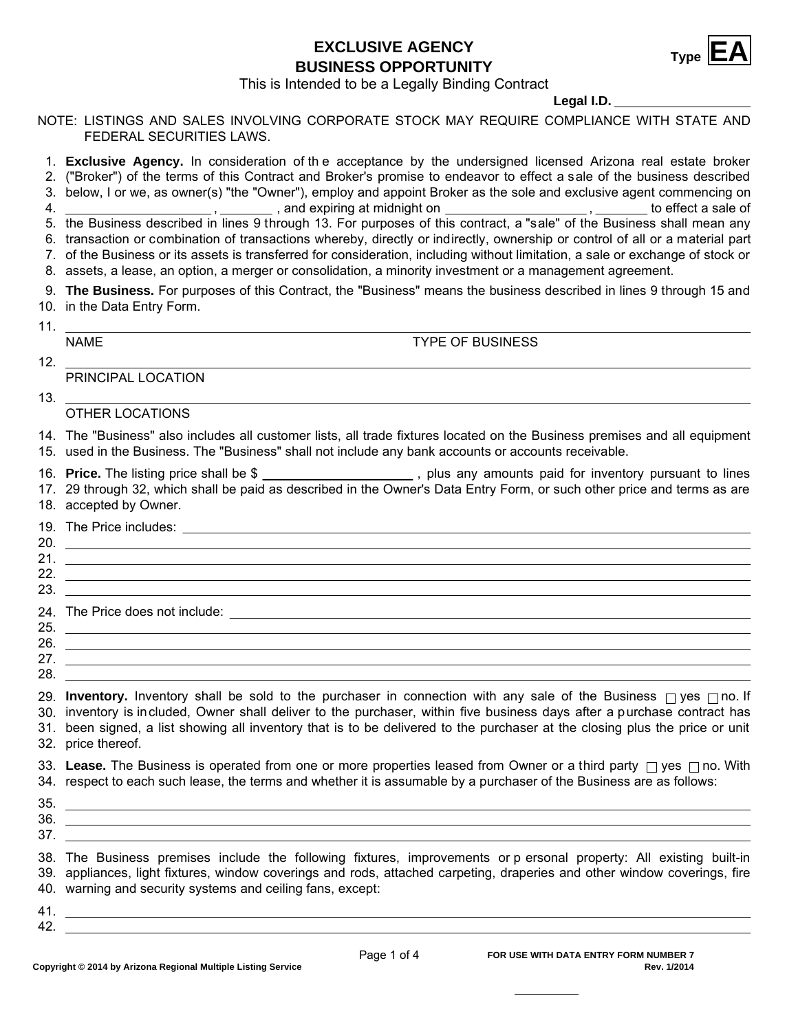# EXCLUSIVE AGENCY
# BUSINESS OPPORTUNITY

**Type EA**

This is Intended to be a Legally Binding Contract

**Legal I.D.** ____________________

NOTE: LISTINGS AND SALES INVOLVING CORPORATE STOCK MAY REQUIRE COMPLIANCE WITH STATE AND FEDERAL SECURITIES LAWS.

1. **Exclusive Agency.** In consideration of the acceptance by the undersigned licensed Arizona real estate broker
2. ("Broker") of the terms of this Contract and Broker's promise to endeavor to effect a sale of the business described
3. below, I or we, as owner(s) "the "Owner"), employ and appoint Broker as the sole and exclusive agent commencing on
4. ____________________ , _______ , and expiring at midnight on ____________________ , _______ to effect a sale of
5. the Business described in lines 9 through 13. For purposes of this contract, a "sale" of the Business shall mean any
6. transaction or combination of transactions whereby, directly or indirectly, ownership or control of all or a material part
7. of the Business or its assets is transferred for consideration, including without limitation, a sale or exchange of stock or
8. assets, a lease, an option, a merger or consolidation, a minority investment or a management agreement.
9. **The Business.** For purposes of this Contract, the "Business" means the business described in lines 9 through 15 and
10. in the Data Entry Form.
11. ____________________________________________________________
    NAME                                        TYPE OF BUSINESS
12. ____________________________________________________________
    PRINCIPAL LOCATION
13. ____________________________________________________________
    OTHER LOCATIONS
14. The "Business" also includes all customer lists, all trade fixtures located on the Business premises and all equipment
15. used in the Business. The "Business" shall not include any bank accounts or accounts receivable.
16. **Price.** The listing price shall be $ ____________________ , plus any amounts paid for inventory pursuant to lines
17. 29 through 32, which shall be paid as described in the Owner's Data Entry Form, or such other price and terms as are
18. accepted by Owner.
19. The Price includes: ____________________________________________________________
20. ____________________________________________________________
21. ____________________________________________________________
22. ____________________________________________________________
23. ____________________________________________________________
24. The Price does not include: ____________________________________________________________
25. ____________________________________________________________
26. ____________________________________________________________
27. ____________________________________________________________
28. ____________________________________________________________
29. **Inventory.** Inventory shall be sold to the purchaser in connection with any sale of the Business ☐ yes ☐ no. If
30. inventory is included, Owner shall deliver to the purchaser, within five business days after a purchase contract has
31. been signed, a list showing all inventory that is to be delivered to the purchaser at the closing plus the price or unit
32. price thereof.
33. **Lease.** The Business is operated from one or more properties leased from Owner or a third party ☐ yes ☐ no. With
34. respect to each such lease, the terms and whether it is assumable by a purchaser of the Business are as follows:
35. ____________________________________________________________
36. ____________________________________________________________
37. ____________________________________________________________
38. The Business premises include the following fixtures, improvements or personal property: All existing built-in
39. appliances, light fixtures, window coverings and rods, attached carpeting, draperies and other window coverings, fire
40. warning and security systems and ceiling fans, except:
41. ____________________________________________________________
42. ____________________________________________________________

FOR USE WITH DATA ENTRY FORM NUMBER 7
Rev. 1/2014

Copyright © 2014 by Arizona Regional Multiple Listing Service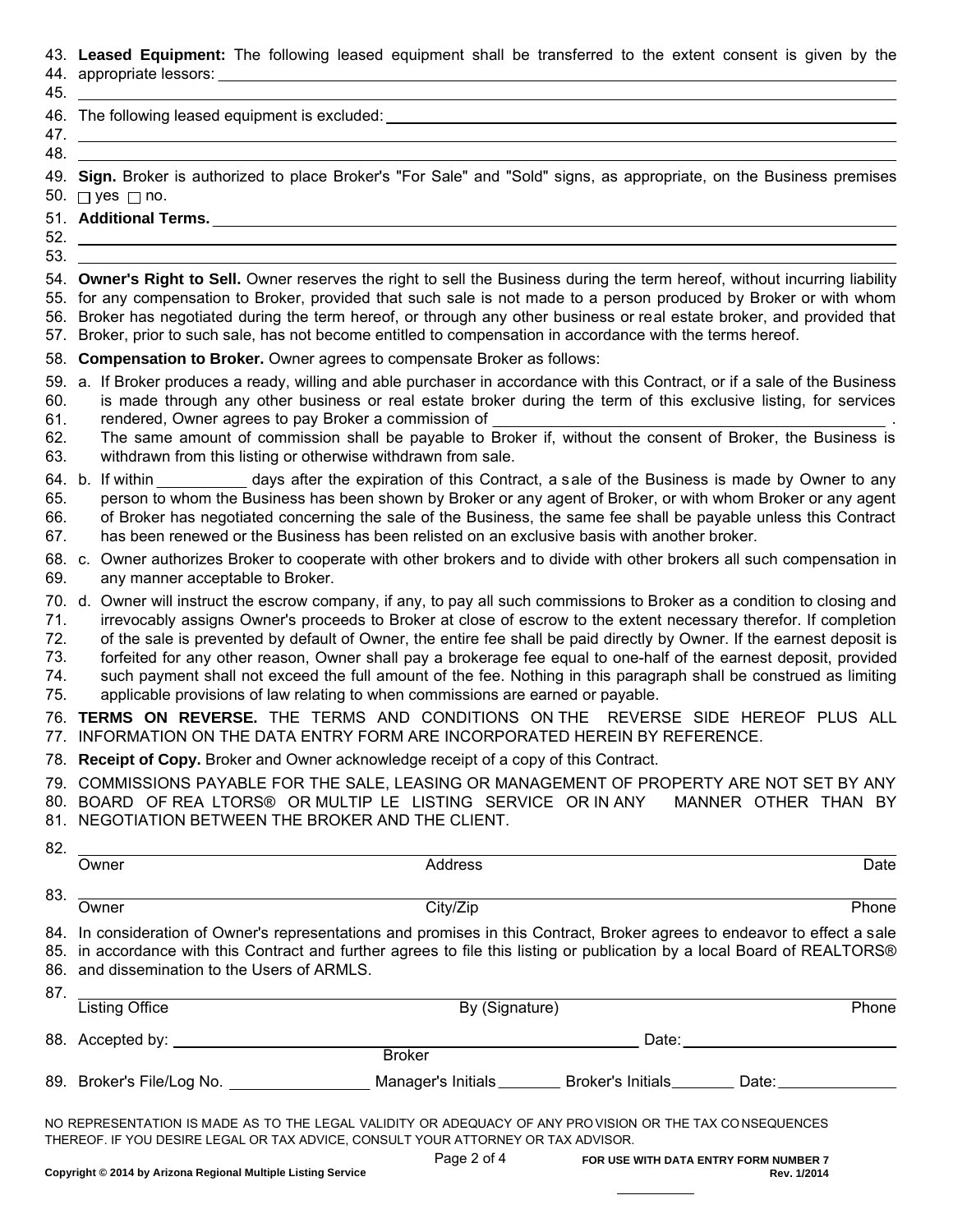43. **Leased Equipment:** The following leased equipment shall be transferred to the extent consent is given by the
44. appropriate lessors: ____________________
45. ____________________

46. The following leased equipment is excluded: ____________________
47. ____________________
48. ____________________

49. **Sign.** Broker is authorized to place Broker's "For Sale" and "Sold" signs, as appropriate, on the Business premises
50. ☐ yes ☐ no.

51. **Additional Terms.** ____________________
52. ____________________
53. ____________________

54. **Owner's Right to Sell.** Owner reserves the right to sell the Business during the term hereof, without incurring liability
55. for any compensation to Broker, provided that such sale is not made to a person produced by Broker or with whom
56. Broker has negotiated during the term hereof, or through any other business or real estate broker, and provided that
57. Broker, prior to such sale, has not become entitled to compensation in accordance with the terms hereof.

58. **Compensation to Broker.** Owner agrees to compensate Broker as follows:

59. a. If Broker produces a ready, willing and able purchaser in accordance with this Contract, or if a sale of the Business
60. is made through any other business or real estate broker during the term of this exclusive listing, for services
61. rendered, Owner agrees to pay Broker a commission of ____________________ .
62. The same amount of commission shall be payable to Broker if, without the consent of Broker, the Business is
63. withdrawn from this listing or otherwise withdrawn from sale.

64. b. If within __________ days after the expiration of this Contract, a sale of the Business is made by Owner to any
65. person to whom the Business has been shown by Broker or any agent of Broker, or with whom Broker or any agent
66. of Broker has negotiated concerning the sale of the Business, the same fee shall be payable unless this Contract
67. has been renewed or the Business has been relisted on an exclusive basis with another broker.

68. c. Owner authorizes Broker to cooperate with other brokers and to divide with other brokers all such compensation in
69. any manner acceptable to Broker.

70. d. Owner will instruct the escrow company, if any, to pay all such commissions to Broker as a condition to closing and
71. irrevocably assigns Owner's proceeds to Broker at close of escrow to the extent necessary therefor. If completion
72. of the sale is prevented by default of Owner, the entire fee shall be paid directly by Owner. If the earnest deposit is
73. forfeited for any other reason, Owner shall pay a brokerage fee equal to one-half of the earnest deposit, provided
74. such payment shall not exceed the full amount of the fee. Nothing in this paragraph shall be construed as limiting
75. applicable provisions of law relating to when commissions are earned or payable.

76. **TERMS ON REVERSE.** THE TERMS AND CONDITIONS ON THE REVERSE SIDE HEREOF PLUS ALL
77. INFORMATION ON THE DATA ENTRY FORM ARE INCORPORATED HEREIN BY REFERENCE.

78. **Receipt of Copy.** Broker and Owner acknowledge receipt of a copy of this Contract.

79. COMMISSIONS PAYABLE FOR THE SALE, LEASING OR MANAGEMENT OF PROPERTY ARE NOT SET BY ANY
80. BOARD OF REALTORS® OR MULTIPLE LISTING SERVICE OR IN ANY MANNER OTHER THAN BY
81. NEGOTIATION BETWEEN THE BROKER AND THE CLIENT.

82. ____________________
Owner — Address — Date

83. ____________________
Owner — City/Zip — Phone

84. In consideration of Owner's representations and promises in this Contract, Broker agrees to endeavor to effect a sale
85. in accordance with this Contract and further agrees to file this listing or publication by a local Board of REALTORS®
86. and dissemination to the Users of ARMLS.

87. ____________________
Listing Office — By (Signature) — Phone

88. Accepted by: ____________________ Date: ____________________
Broker

89. Broker's File/Log No. __________ Manager's Initials _______ Broker's Initials _______ Date: __________

NO REPRESENTATION IS MADE AS TO THE LEGAL VALIDITY OR ADEQUACY OF ANY PROVISION OR THE TAX CONSEQUENCES THEREOF. IF YOU DESIRE LEGAL OR TAX ADVICE, CONSULT YOUR ATTORNEY OR TAX ADVISOR.

Copyright © 2014 by Arizona Regional Multiple Listing Service

FOR USE WITH DATA ENTRY FORM NUMBER 7
Rev. 1/2014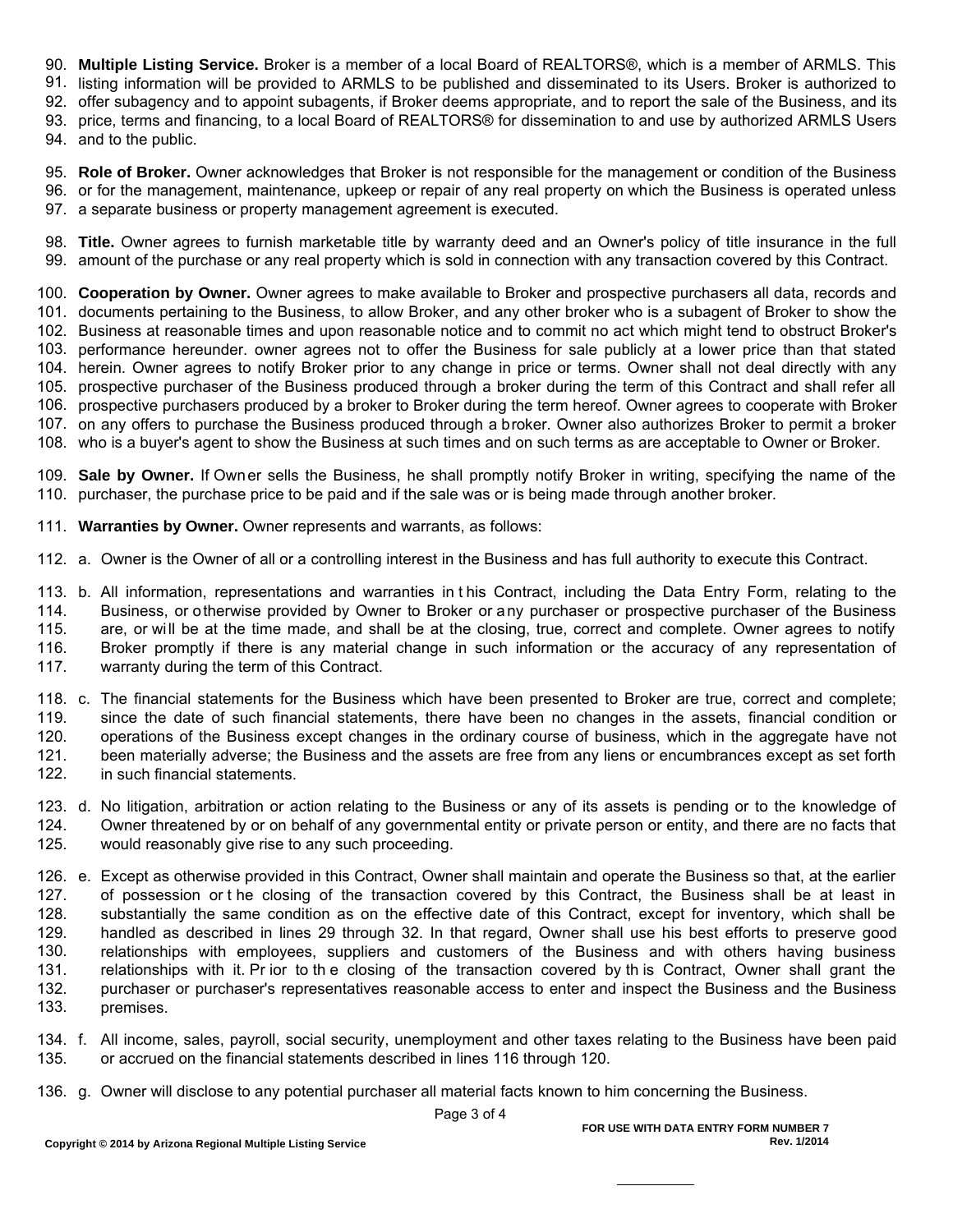90. **Multiple Listing Service.** Broker is a member of a local Board of REALTORS®, which is a member of ARMLS. This
91. listing information will be provided to ARMLS to be published and disseminated to its Users. Broker is authorized to
92. offer subagency and to appoint subagents, if Broker deems appropriate, and to report the sale of the Business, and its
93. price, terms and financing, to a local Board of REALTORS® for dissemination to and use by authorized ARMLS Users
94. and to the public.

95. **Role of Broker.** Owner acknowledges that Broker is not responsible for the management or condition of the Business
96. or for the management, maintenance, upkeep or repair of any real property on which the Business is operated unless
97. a separate business or property management agreement is executed.

98. **Title.** Owner agrees to furnish marketable title by warranty deed and an Owner's policy of title insurance in the full
99. amount of the purchase or any real property which is sold in connection with any transaction covered by this Contract.

100. **Cooperation by Owner.** Owner agrees to make available to Broker and prospective purchasers all data, records and
101. documents pertaining to the Business, to allow Broker, and any other broker who is a subagent of Broker to show the
102. Business at reasonable times and upon reasonable notice and to commit no act which might tend to obstruct Broker's
103. performance hereunder. owner agrees not to offer the Business for sale publicly at a lower price than that stated
104. herein. Owner agrees to notify Broker prior to any change in price or terms. Owner shall not deal directly with any
105. prospective purchaser of the Business produced through a broker during the term of this Contract and shall refer all
106. prospective purchasers produced by a broker to Broker during the term hereof. Owner agrees to cooperate with Broker
107. on any offers to purchase the Business produced through a broker. Owner also authorizes Broker to permit a broker
108. who is a buyer's agent to show the Business at such times and on such terms as are acceptable to Owner or Broker.

109. **Sale by Owner.** If Owner sells the Business, he shall promptly notify Broker in writing, specifying the name of the
110. purchaser, the purchase price to be paid and if the sale was or is being made through another broker.

111. **Warranties by Owner.** Owner represents and warrants, as follows:

112. a. Owner is the Owner of all or a controlling interest in the Business and has full authority to execute this Contract.

113. b. All information, representations and warranties in this Contract, including the Data Entry Form, relating to the
114. Business, or otherwise provided by Owner to Broker or any purchaser or prospective purchaser of the Business
115. are, or will be at the time made, and shall be at the closing, true, correct and complete. Owner agrees to notify
116. Broker promptly if there is any material change in such information or the accuracy of any representation of
117. warranty during the term of this Contract.

118. c. The financial statements for the Business which have been presented to Broker are true, correct and complete;
119. since the date of such financial statements, there have been no changes in the assets, financial condition or
120. operations of the Business except changes in the ordinary course of business, which in the aggregate have not
121. been materially adverse; the Business and the assets are free from any liens or encumbrances except as set forth
122. in such financial statements.

123. d. No litigation, arbitration or action relating to the Business or any of its assets is pending or to the knowledge of
124. Owner threatened by or on behalf of any governmental entity or private person or entity, and there are no facts that
125. would reasonably give rise to any such proceeding.

126. e. Except as otherwise provided in this Contract, Owner shall maintain and operate the Business so that, at the earlier
127. of possession or the closing of the transaction covered by this Contract, the Business shall be at least in
128. substantially the same condition as on the effective date of this Contract, except for inventory, which shall be
129. handled as described in lines 29 through 32. In that regard, Owner shall use his best efforts to preserve good
130. relationships with employees, suppliers and customers of the Business and with others having business
131. relationships with it. Prior to the closing of the transaction covered by this Contract, Owner shall grant the
132. purchaser or purchaser's representatives reasonable access to enter and inspect the Business and the Business
133. premises.

134. f. All income, sales, payroll, social security, unemployment and other taxes relating to the Business have been paid
135. or accrued on the financial statements described in lines 116 through 120.

136. g. Owner will disclose to any potential purchaser all material facts known to him concerning the Business.

FOR USE WITH DATA ENTRY FORM NUMBER 7
Rev. 1/2014

Copyright © 2014 by Arizona Regional Multiple Listing Service

__________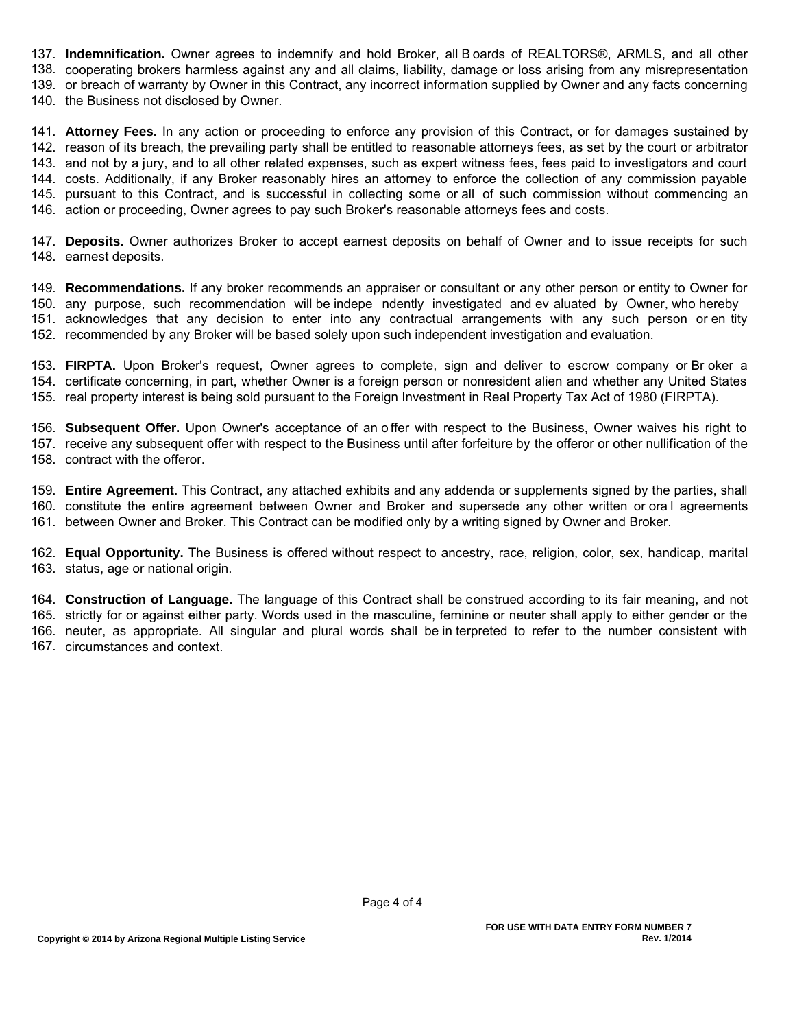137. **Indemnification.** Owner agrees to indemnify and hold Broker, all Boards of REALTORS®, ARMLS, and all other
138. cooperating brokers harmless against any and all claims, liability, damage or loss arising from any misrepresentation
139. or breach of warranty by Owner in this Contract, any incorrect information supplied by Owner and any facts concerning
140. the Business not disclosed by Owner.

141. **Attorney Fees.** In any action or proceeding to enforce any provision of this Contract, or for damages sustained by
142. reason of its breach, the prevailing party shall be entitled to reasonable attorneys fees, as set by the court or arbitrator
143. and not by a jury, and to all other related expenses, such as expert witness fees, fees paid to investigators and court
144. costs. Additionally, if any Broker reasonably hires an attorney to enforce the collection of any commission payable
145. pursuant to this Contract, and is successful in collecting some or all of such commission without commencing an
146. action or proceeding, Owner agrees to pay such Broker's reasonable attorneys fees and costs.

147. **Deposits.** Owner authorizes Broker to accept earnest deposits on behalf of Owner and to issue receipts for such
148. earnest deposits.

149. **Recommendations.** If any broker recommends an appraiser or consultant or any other person or entity to Owner for
150. any purpose, such recommendation will be independently investigated and evaluated by Owner, who hereby
151. acknowledges that any decision to enter into any contractual arrangements with any such person or entity
152. recommended by any Broker will be based solely upon such independent investigation and evaluation.

153. **FIRPTA.** Upon Broker's request, Owner agrees to complete, sign and deliver to escrow company or Broker a
154. certificate concerning, in part, whether Owner is a foreign person or nonresident alien and whether any United States
155. real property interest is being sold pursuant to the Foreign Investment in Real Property Tax Act of 1980 (FIRPTA).

156. **Subsequent Offer.** Upon Owner's acceptance of an offer with respect to the Business, Owner waives his right to
157. receive any subsequent offer with respect to the Business until after forfeiture by the offeror or other nullification of the
158. contract with the offeror.

159. **Entire Agreement.** This Contract, any attached exhibits and any addenda or supplements signed by the parties, shall
160. constitute the entire agreement between Owner and Broker and supersede any other written or oral agreements
161. between Owner and Broker. This Contract can be modified only by a writing signed by Owner and Broker.

162. **Equal Opportunity.** The Business is offered without respect to ancestry, race, religion, color, sex, handicap, marital
163. status, age or national origin.

164. **Construction of Language.** The language of this Contract shall be construed according to its fair meaning, and not
165. strictly for or against either party. Words used in the masculine, feminine or neuter shall apply to either gender or the
166. neuter, as appropriate. All singular and plural words shall be interpreted to refer to the number consistent with
167. circumstances and context.

FOR USE WITH DATA ENTRY FORM NUMBER 7
Rev. 1/2014

Copyright © 2014 by Arizona Regional Multiple Listing Service